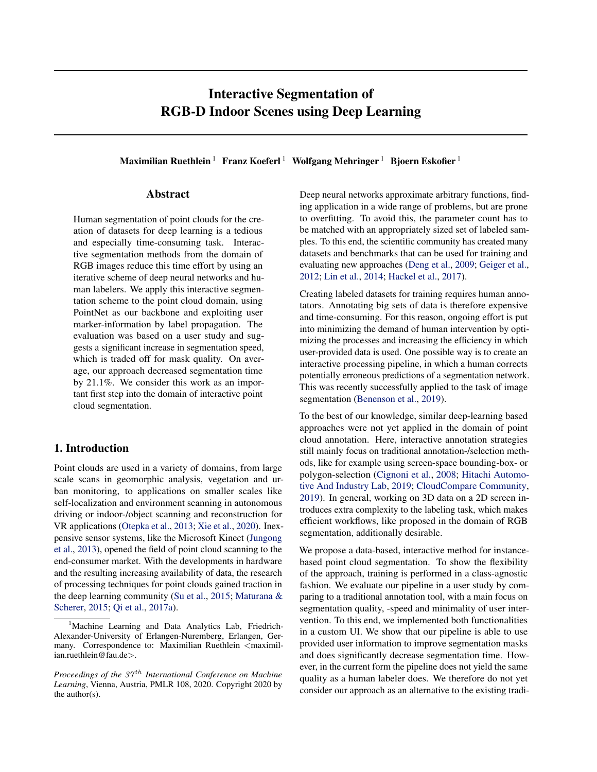# Interactive Segmentation of RGB-D Indoor Scenes using Deep Learning

**Maximilian Ruethlein** [1] **Franz Koeferl** [1] **Wolfgang Mehringer** [1] **Bjoern Eskofier** [1]

## Abstract

Human segmentation of point clouds for the creation of datasets for deep learning is a tedious and especially time-consuming task. Interactive segmentation methods from the domain of RGB images reduce this time effort by using an iterative scheme of deep neural networks and human labelers. We apply this interactive segmentation scheme to the point cloud domain, using PointNet as our backbone and exploiting user marker-information by label propagation. The evaluation was based on a user study and suggests a significant increase in segmentation speed, which is traded off for mask quality. On average, our approach decreased segmentation time by 21.1%. We consider this work as an important first step into the domain of interactive point cloud segmentation.

## 1. Introduction

Point clouds are used in a variety of domains, from large scale scans in geomorphic analysis, vegetation and urban monitoring, to applications on smaller scales like self-localization and environment scanning in autonomous driving or indoor-/object scanning and reconstruction for VR applications (Otepka et al., 2013; Xie et al., 2020). Inexpensive sensor systems, like the Microsoft Kinect (Jungong et al., 2013), opened the field of point cloud scanning to the end-consumer market. With the developments in hardware and the resulting increasing availability of data, the research of processing techniques for point clouds gained traction in the deep learning community (Su et al., 2015; Maturana & Scherer, 2015; Qi et al., 2017a).

Deep neural networks approximate arbitrary functions, finding application in a wide range of problems, but are prone to overfitting. To avoid this, the parameter count has to be matched with an appropriately sized set of labeled samples. To this end, the scientific community has created many datasets and benchmarks that can be used for training and evaluating new approaches (Deng et al., 2009; Geiger et al., 2012; Lin et al., 2014; Hackel et al., 2017).

Creating labeled datasets for training requires human annotators. Annotating big sets of data is therefore expensive and time-consuming. For this reason, ongoing effort is put into minimizing the demand of human intervention by optimizing the processes and increasing the efficiency in which user-provided data is used. One possible way is to create an interactive processing pipeline, in which a human corrects potentially erroneous predictions of a segmentation network. This was recently successfully applied to the task of image segmentation (Benenson et al., 2019).

To the best of our knowledge, similar deep-learning based approaches were not yet applied in the domain of point cloud annotation. Here, interactive annotation strategies still mainly focus on traditional annotation-/selection methods, like for example using screen-space bounding-box- or polygon-selection (Cignoni et al., 2008; Hitachi Automotive And Industry Lab, 2019; CloudCompare Community, 2019). In general, working on 3D data on a 2D screen introduces extra complexity to the labeling task, which makes efficient workflows, like proposed in the domain of RGB segmentation, additionally desirable.

We propose a data-based, interactive method for instance-based point cloud segmentation. To show the flexibility of the approach, training is performed in a class-agnostic fashion. We evaluate our pipeline in a user study by comparing to a traditional annotation tool, with a main focus on segmentation quality, -speed and minimality of user intervention. To this end, we implemented both functionalities in a custom UI. We show that our pipeline is able to use provided user information to improve segmentation masks and does significantly decrease segmentation time. However, in the current form the pipeline does not yield the same quality as a human labeler does. We therefore do not yet consider our approach as an alternative to the existing tradi-

---

[1] Machine Learning and Data Analytics Lab, Friedrich-Alexander-University of Erlangen-Nuremberg, Erlangen, Germany. Correspondence to: Maximilian Ruethlein <maximilian.ruethlein@fau.de>.

*Proceedings of the $37^{th}$ International Conference on Machine Learning*, Vienna, Austria, PMLR 108, 2020. Copyright 2020 by the author(s).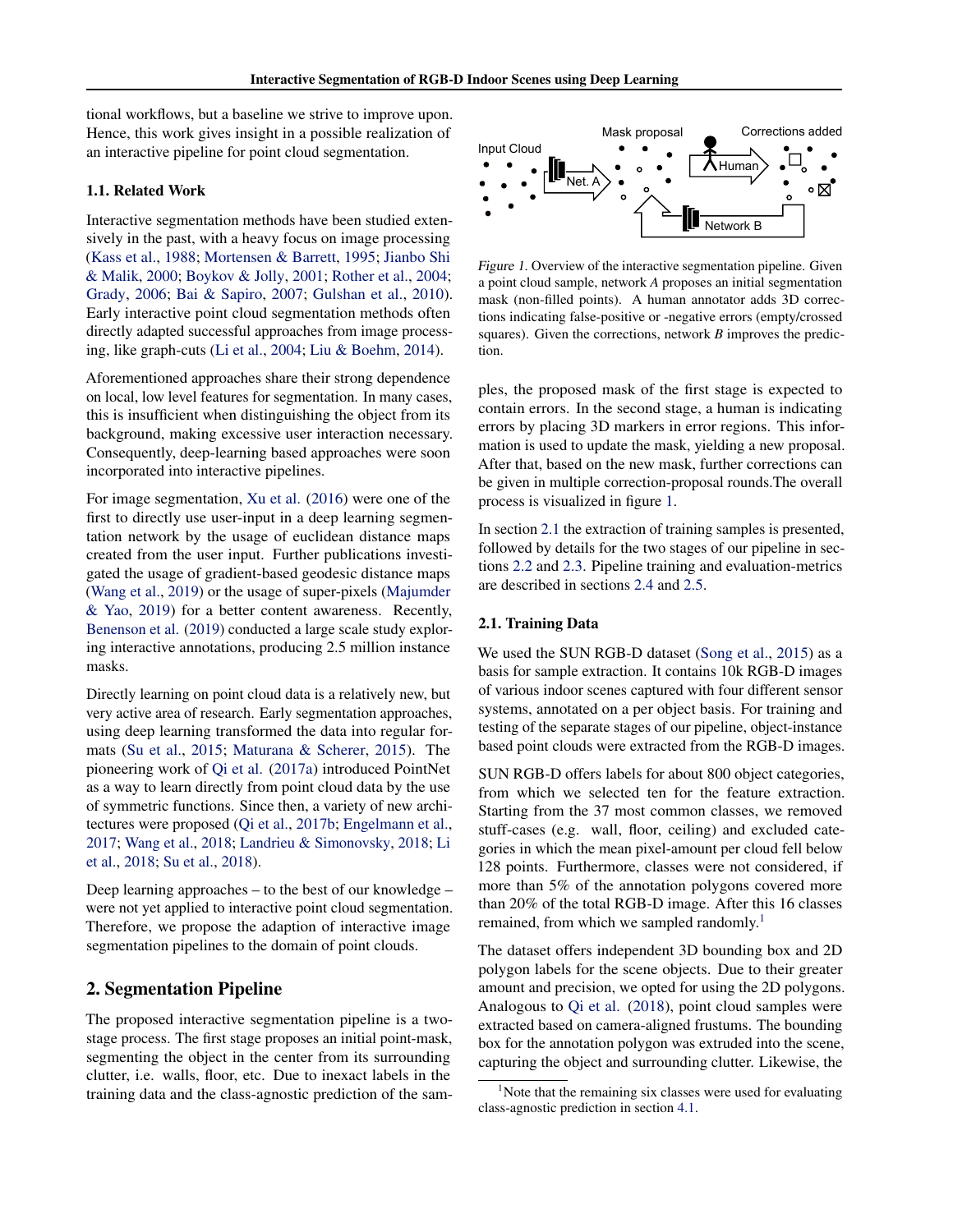tional workflows, but a baseline we strive to improve upon. Hence, this work gives insight in a possible realization of an interactive pipeline for point cloud segmentation.

### 1.1. Related Work

Interactive segmentation methods have been studied extensively in the past, with a heavy focus on image processing (Kass et al., 1988; Mortensen & Barrett, 1995; Jianbo Shi & Malik, 2000; Boykov & Jolly, 2001; Rother et al., 2004; Grady, 2006; Bai & Sapiro, 2007; Gulshan et al., 2010). Early interactive point cloud segmentation methods often directly adapted successful approaches from image processing, like graph-cuts (Li et al., 2004; Liu & Boehm, 2014).

Aforementioned approaches share their strong dependence on local, low level features for segmentation. In many cases, this is insufficient when distinguishing the object from its background, making excessive user interaction necessary. Consequently, deep-learning based approaches were soon incorporated into interactive pipelines.

For image segmentation, Xu et al. (2016) were one of the first to directly use user-input in a deep learning segmentation network by the usage of euclidean distance maps created from the user input. Further publications investigated the usage of gradient-based geodesic distance maps (Wang et al., 2019) or the usage of super-pixels (Majumder & Yao, 2019) for a better content awareness. Recently, Benenson et al. (2019) conducted a large scale study exploring interactive annotations, producing 2.5 million instance masks.

Directly learning on point cloud data is a relatively new, but very active area of research. Early segmentation approaches, using deep learning transformed the data into regular formats (Su et al., 2015; Maturana & Scherer, 2015). The pioneering work of Qi et al. (2017a) introduced PointNet as a way to learn directly from point cloud data by the use of symmetric functions. Since then, a variety of new architectures were proposed (Qi et al., 2017b; Engelmann et al., 2017; Wang et al., 2018; Landrieu & Simonovsky, 2018; Li et al., 2018; Su et al., 2018).

Deep learning approaches – to the best of our knowledge – were not yet applied to interactive point cloud segmentation. Therefore, we propose the adaption of interactive image segmentation pipelines to the domain of point clouds.

## 2. Segmentation Pipeline

The proposed interactive segmentation pipeline is a two-stage process. The first stage proposes an initial point-mask, segmenting the object in the center from its surrounding clutter, i.e. walls, floor, etc. Due to inexact labels in the training data and the class-agnostic prediction of the samples, the proposed mask of the first stage is expected to contain errors. In the second stage, a human is indicating errors by placing 3D markers in error regions. This information is used to update the mask, yielding a new proposal. After that, based on the new mask, further corrections can be given in multiple correction-proposal rounds.The overall process is visualized in figure 1.

*Figure 1.* Overview of the interactive segmentation pipeline. Given a point cloud sample, network *A* proposes an initial segmentation mask (non-filled points). A human annotator adds 3D corrections indicating false-positive or -negative errors (empty/crossed squares). Given the corrections, network *B* improves the prediction.

In section 2.1 the extraction of training samples is presented, followed by details for the two stages of our pipeline in sections 2.2 and 2.3. Pipeline training and evaluation-metrics are described in sections 2.4 and 2.5.

### 2.1. Training Data

We used the SUN RGB-D dataset (Song et al., 2015) as a basis for sample extraction. It contains 10k RGB-D images of various indoor scenes captured with four different sensor systems, annotated on a per object basis. For training and testing of the separate stages of our pipeline, object-instance based point clouds were extracted from the RGB-D images.

SUN RGB-D offers labels for about 800 object categories, from which we selected ten for the feature extraction. Starting from the 37 most common classes, we removed stuff-cases (e.g. wall, floor, ceiling) and excluded categories in which the mean pixel-amount per cloud fell below 128 points. Furthermore, classes were not considered, if more than 5% of the annotation polygons covered more than 20% of the total RGB-D image. After this 16 classes remained, from which we sampled randomly.[1]

The dataset offers independent 3D bounding box and 2D polygon labels for the scene objects. Due to their greater amount and precision, we opted for using the 2D polygons. Analogous to Qi et al. (2018), point cloud samples were extracted based on camera-aligned frustums. The bounding box for the annotation polygon was extruded into the scene, capturing the object and surrounding clutter. Likewise, the

[1] Note that the remaining six classes were used for evaluating class-agnostic prediction in section 4.1.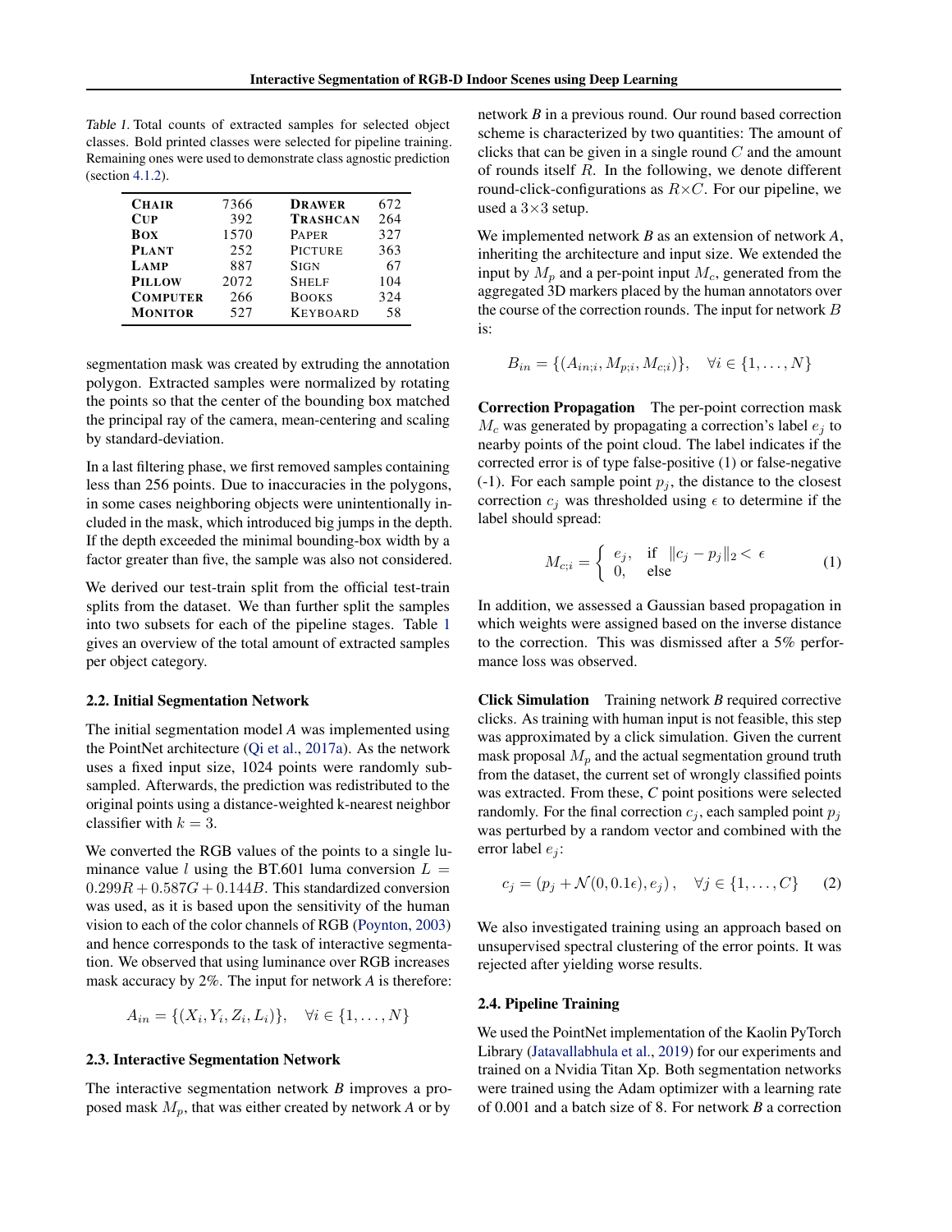Table 1. Total counts of extracted samples for selected object classes. Bold printed classes were selected for pipeline training. Remaining ones were used to demonstrate class agnostic prediction (section 4.1.2).

| | | | |
|---|---|---|---|
| **Chair** | 7366 | **Drawer** | 672 |
| **Cup** | 392 | **Trashcan** | 264 |
| **Box** | 1570 | Paper | 327 |
| **Plant** | 252 | Picture | 363 |
| **Lamp** | 887 | Sign | 67 |
| **Pillow** | 2072 | Shelf | 104 |
| **Computer** | 266 | Books | 324 |
| **Monitor** | 527 | Keyboard | 58 |

segmentation mask was created by extruding the annotation polygon. Extracted samples were normalized by rotating the points so that the center of the bounding box matched the principal ray of the camera, mean-centering and scaling by standard-deviation.

In a last filtering phase, we first removed samples containing less than 256 points. Due to inaccuracies in the polygons, in some cases neighboring objects were unintentionally included in the mask, which introduced big jumps in the depth. If the depth exceeded the minimal bounding-box width by a factor greater than five, the sample was also not considered.

We derived our test-train split from the official test-train splits from the dataset. We than further split the samples into two subsets for each of the pipeline stages. Table 1 gives an overview of the total amount of extracted samples per object category.

### 2.2. Initial Segmentation Network

The initial segmentation model *A* was implemented using the PointNet architecture (Qi et al., 2017a). As the network uses a fixed input size, 1024 points were randomly subsampled. Afterwards, the prediction was redistributed to the original points using a distance-weighted k-nearest neighbor classifier with $k = 3$.

We converted the RGB values of the points to a single luminance value $l$ using the BT.601 luma conversion $L = 0.299R + 0.587G + 0.144B$. This standardized conversion was used, as it is based upon the sensitivity of the human vision to each of the color channels of RGB (Poynton, 2003) and hence corresponds to the task of interactive segmentation. We observed that using luminance over RGB increases mask accuracy by 2%. The input for network *A* is therefore:

$$A_{in} = \{(X_i, Y_i, Z_i, L_i)\}, \quad \forall i \in \{1, \ldots, N\}$$

### 2.3. Interactive Segmentation Network

The interactive segmentation network *B* improves a proposed mask $M_p$, that was either created by network *A* or by network *B* in a previous round. Our round based correction scheme is characterized by two quantities: The amount of clicks that can be given in a single round $C$ and the amount of rounds itself $R$. In the following, we denote different round-click-configurations as $R{\times}C$. For our pipeline, we used a $3{\times}3$ setup.

We implemented network *B* as an extension of network *A*, inheriting the architecture and input size. We extended the input by $M_p$ and a per-point input $M_c$, generated from the aggregated 3D markers placed by the human annotators over the course of the correction rounds. The input for network $B$ is:

$$B_{in} = \{(A_{in;i}, M_{p;i}, M_{c;i})\}, \quad \forall i \in \{1, \ldots, N\}$$

**Correction Propagation** The per-point correction mask $M_c$ was generated by propagating a correction's label $e_j$ to nearby points of the point cloud. The label indicates if the corrected error is of type false-positive (1) or false-negative (-1). For each sample point $p_j$, the distance to the closest correction $c_j$ was thresholded using $\epsilon$ to determine if the label should spread:

$$M_{c;i} = \begin{cases} e_j, & \text{if} \quad \|c_j - p_j\|_2 < \epsilon \\ 0, & \text{else} \end{cases} \tag{1}$$

In addition, we assessed a Gaussian based propagation in which weights were assigned based on the inverse distance to the correction. This was dismissed after a 5% performance loss was observed.

**Click Simulation** Training network *B* required corrective clicks. As training with human input is not feasible, this step was approximated by a click simulation. Given the current mask proposal $M_p$ and the actual segmentation ground truth from the dataset, the current set of wrongly classified points was extracted. From these, *C* point positions were selected randomly. For the final correction $c_j$, each sampled point $p_j$ was perturbed by a random vector and combined with the error label $e_j$:

$$c_j = (p_j + \mathcal{N}(0, 0.1\epsilon), e_j), \quad \forall j \in \{1, \ldots, C\} \tag{2}$$

We also investigated training using an approach based on unsupervised spectral clustering of the error points. It was rejected after yielding worse results.

### 2.4. Pipeline Training

We used the PointNet implementation of the Kaolin PyTorch Library (Jatavallabhula et al., 2019) for our experiments and trained on a Nvidia Titan Xp. Both segmentation networks were trained using the Adam optimizer with a learning rate of 0.001 and a batch size of 8. For network *B* a correction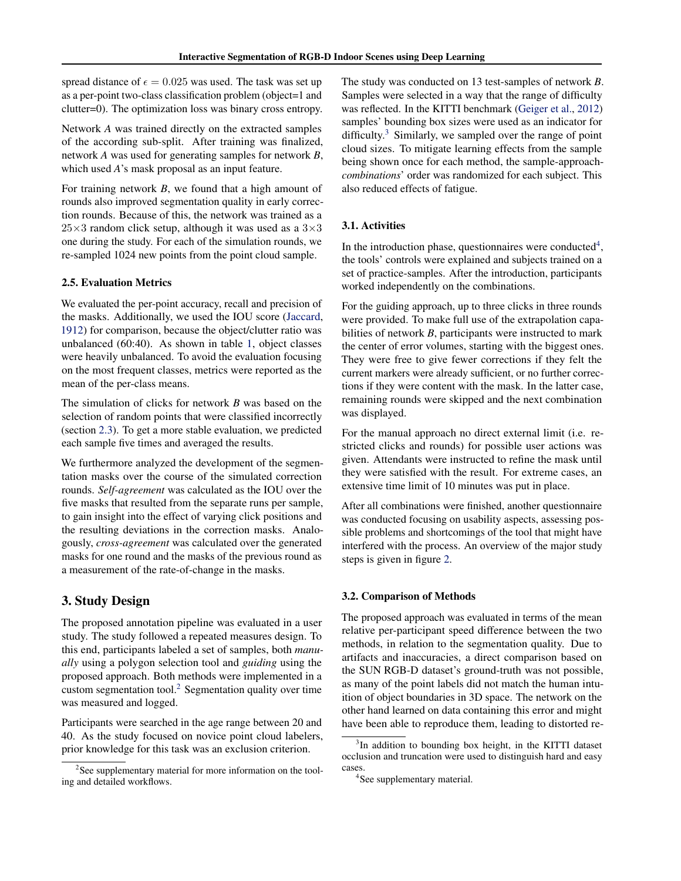spread distance of $\epsilon = 0.025$ was used. The task was set up as a per-point two-class classification problem (object=1 and clutter=0). The optimization loss was binary cross entropy.

Network *A* was trained directly on the extracted samples of the according sub-split. After training was finalized, network *A* was used for generating samples for network *B*, which used *A*'s mask proposal as an input feature.

For training network *B*, we found that a high amount of rounds also improved segmentation quality in early correction rounds. Because of this, the network was trained as a $25 \times 3$ random click setup, although it was used as a $3 \times 3$ one during the study. For each of the simulation rounds, we re-sampled 1024 new points from the point cloud sample.

### 2.5. Evaluation Metrics

We evaluated the per-point accuracy, recall and precision of the masks. Additionally, we used the IOU score (Jaccard, 1912) for comparison, because the object/clutter ratio was unbalanced (60:40). As shown in table 1, object classes were heavily unbalanced. To avoid the evaluation focusing on the most frequent classes, metrics were reported as the mean of the per-class means.

The simulation of clicks for network *B* was based on the selection of random points that were classified incorrectly (section 2.3). To get a more stable evaluation, we predicted each sample five times and averaged the results.

We furthermore analyzed the development of the segmentation masks over the course of the simulated correction rounds. *Self-agreement* was calculated as the IOU over the five masks that resulted from the separate runs per sample, to gain insight into the effect of varying click positions and the resulting deviations in the correction masks. Analogously, *cross-agreement* was calculated over the generated masks for one round and the masks of the previous round as a measurement of the rate-of-change in the masks.

## 3. Study Design

The proposed annotation pipeline was evaluated in a user study. The study followed a repeated measures design. To this end, participants labeled a set of samples, both *manually* using a polygon selection tool and *guiding* using the proposed approach. Both methods were implemented in a custom segmentation tool.[2] Segmentation quality over time was measured and logged.

Participants were searched in the age range between 20 and 40. As the study focused on novice point cloud labelers, prior knowledge for this task was an exclusion criterion.

The study was conducted on 13 test-samples of network *B*. Samples were selected in a way that the range of difficulty was reflected. In the KITTI benchmark (Geiger et al., 2012) samples' bounding box sizes were used as an indicator for difficulty.[3] Similarly, we sampled over the range of point cloud sizes. To mitigate learning effects from the sample being shown once for each method, the sample-approach-*combinations*' order was randomized for each subject. This also reduced effects of fatigue.

### 3.1. Activities

In the introduction phase, questionnaires were conducted[4], the tools' controls were explained and subjects trained on a set of practice-samples. After the introduction, participants worked independently on the combinations.

For the guiding approach, up to three clicks in three rounds were provided. To make full use of the extrapolation capabilities of network *B*, participants were instructed to mark the center of error volumes, starting with the biggest ones. They were free to give fewer corrections if they felt the current markers were already sufficient, or no further corrections if they were content with the mask. In the latter case, remaining rounds were skipped and the next combination was displayed.

For the manual approach no direct external limit (i.e. restricted clicks and rounds) for possible user actions was given. Attendants were instructed to refine the mask until they were satisfied with the result. For extreme cases, an extensive time limit of 10 minutes was put in place.

After all combinations were finished, another questionnaire was conducted focusing on usability aspects, assessing possible problems and shortcomings of the tool that might have interfered with the process. An overview of the major study steps is given in figure 2.

### 3.2. Comparison of Methods

The proposed approach was evaluated in terms of the mean relative per-participant speed difference between the two methods, in relation to the segmentation quality. Due to artifacts and inaccuracies, a direct comparison based on the SUN RGB-D dataset's ground-truth was not possible, as many of the point labels did not match the human intuition of object boundaries in 3D space. The network on the other hand learned on data containing this error and might have been able to reproduce them, leading to distorted re-

[2] See supplementary material for more information on the tooling and detailed workflows.

[3] In addition to bounding box height, in the KITTI dataset occlusion and truncation were used to distinguish hard and easy cases.

[4] See supplementary material.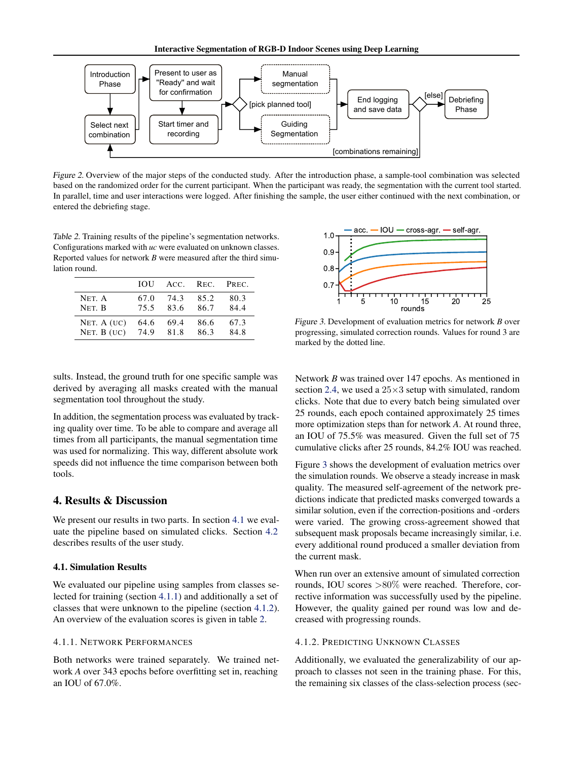*Figure 2.* Overview of the major steps of the conducted study. After the introduction phase, a sample-tool combination was selected based on the randomized order for the current participant. When the participant was ready, the segmentation with the current tool started. In parallel, time and user interactions were logged. After finishing the sample, the user either continued with the next combination, or entered the debriefing stage.

*Table 2.* Training results of the pipeline's segmentation networks. Configurations marked with *uc* were evaluated on unknown classes. Reported values for network *B* were measured after the third simulation round.

| | IOU | Acc. | Rec. | Prec. |
|---|---|---|---|---|
| Net. A | 67.0 | 74.3 | 85.2 | 80.3 |
| Net. B | 75.5 | 83.6 | 86.7 | 84.4 |
| Net. A (uc) | 64.6 | 69.4 | 86.6 | 67.3 |
| Net. B (uc) | 74.9 | 81.8 | 86.3 | 84.8 |

*Figure 3.* Development of evaluation metrics for network *B* over progressing, simulated correction rounds. Values for round 3 are marked by the dotted line.

sults. Instead, the ground truth for one specific sample was derived by averaging all masks created with the manual segmentation tool throughout the study.

In addition, the segmentation process was evaluated by tracking quality over time. To be able to compare and average all times from all participants, the manual segmentation time was used for normalizing. This way, different absolute work speeds did not influence the time comparison between both tools.

## 4. Results & Discussion

We present our results in two parts. In section 4.1 we evaluate the pipeline based on simulated clicks. Section 4.2 describes results of the user study.

### 4.1. Simulation Results

We evaluated our pipeline using samples from classes selected for training (section 4.1.1) and additionally a set of classes that were unknown to the pipeline (section 4.1.2). An overview of the evaluation scores is given in table 2.

#### 4.1.1. Network Performances

Both networks were trained separately. We trained network *A* over 343 epochs before overfitting set in, reaching an IOU of 67.0%.

Network *B* was trained over 147 epochs. As mentioned in section 2.4, we used a $25 \times 3$ setup with simulated, random clicks. Note that due to every batch being simulated over 25 rounds, each epoch contained approximately 25 times more optimization steps than for network *A*. At round three, an IOU of 75.5% was measured. Given the full set of 75 cumulative clicks after 25 rounds, 84.2% IOU was reached.

Figure 3 shows the development of evaluation metrics over the simulation rounds. We observe a steady increase in mask quality. The measured self-agreement of the network predictions indicate that predicted masks converged towards a similar solution, even if the correction-positions and -orders were varied. The growing cross-agreement showed that subsequent mask proposals became increasingly similar, i.e. every additional round produced a smaller deviation from the current mask.

When run over an extensive amount of simulated correction rounds, IOU scores $>80\%$ were reached. Therefore, corrective information was successfully used by the pipeline. However, the quality gained per round was low and decreased with progressing rounds.

#### 4.1.2. Predicting Unknown Classes

Additionally, we evaluated the generalizability of our approach to classes not seen in the training phase. For this, the remaining six classes of the class-selection process (sec-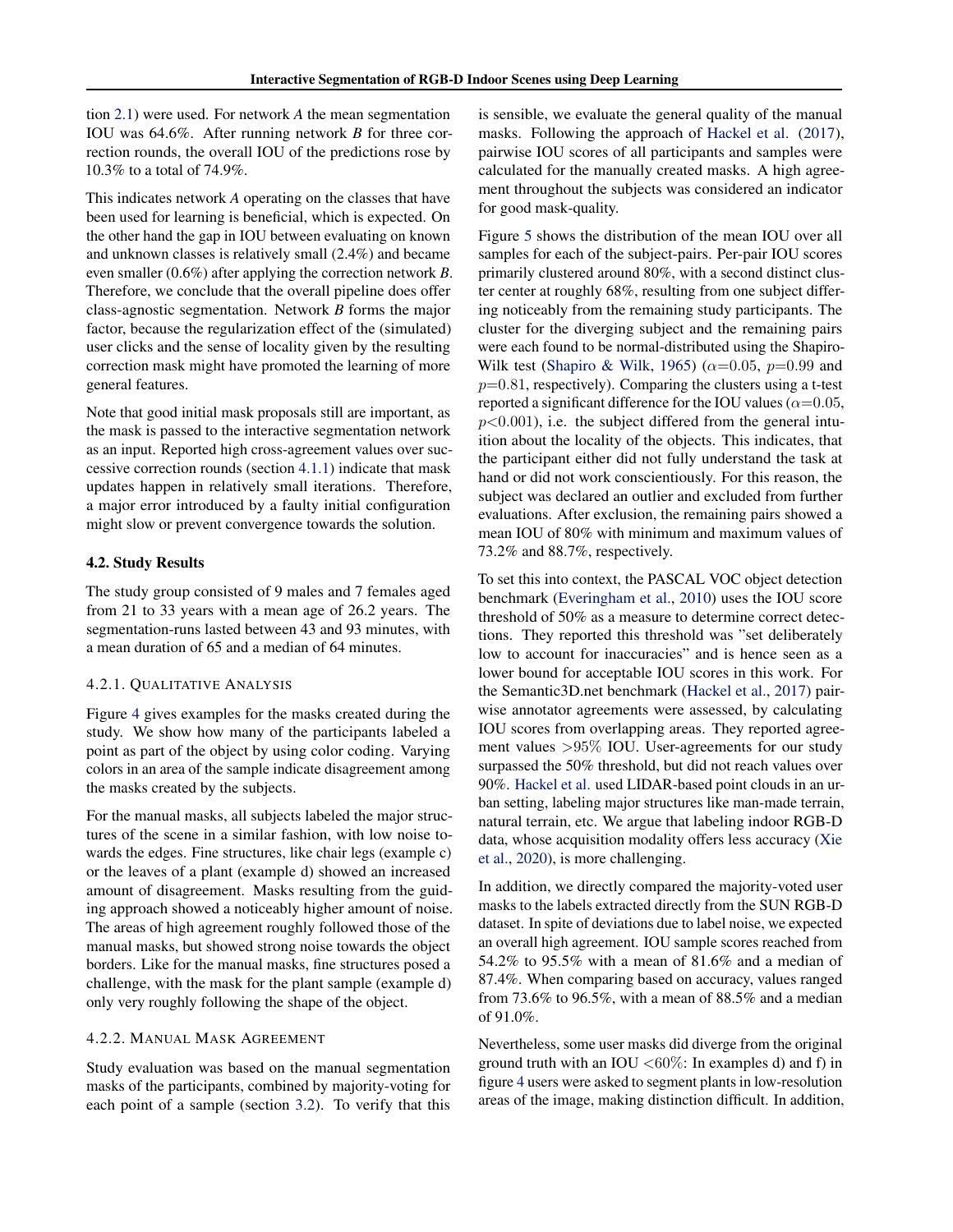tion 2.1) were used. For network *A* the mean segmentation IOU was 64.6%. After running network *B* for three correction rounds, the overall IOU of the predictions rose by 10.3% to a total of 74.9%.

This indicates network *A* operating on the classes that have been used for learning is beneficial, which is expected. On the other hand the gap in IOU between evaluating on known and unknown classes is relatively small (2.4%) and became even smaller (0.6%) after applying the correction network *B*. Therefore, we conclude that the overall pipeline does offer class-agnostic segmentation. Network *B* forms the major factor, because the regularization effect of the (simulated) user clicks and the sense of locality given by the resulting correction mask might have promoted the learning of more general features.

Note that good initial mask proposals still are important, as the mask is passed to the interactive segmentation network as an input. Reported high cross-agreement values over successive correction rounds (section 4.1.1) indicate that mask updates happen in relatively small iterations. Therefore, a major error introduced by a faulty initial configuration might slow or prevent convergence towards the solution.

### 4.2. Study Results

The study group consisted of 9 males and 7 females aged from 21 to 33 years with a mean age of 26.2 years. The segmentation-runs lasted between 43 and 93 minutes, with a mean duration of 65 and a median of 64 minutes.

#### 4.2.1. Qualitative Analysis

Figure 4 gives examples for the masks created during the study. We show how many of the participants labeled a point as part of the object by using color coding. Varying colors in an area of the sample indicate disagreement among the masks created by the subjects.

For the manual masks, all subjects labeled the major structures of the scene in a similar fashion, with low noise towards the edges. Fine structures, like chair legs (example c) or the leaves of a plant (example d) showed an increased amount of disagreement. Masks resulting from the guiding approach showed a noticeably higher amount of noise. The areas of high agreement roughly followed those of the manual masks, but showed strong noise towards the object borders. Like for the manual masks, fine structures posed a challenge, with the mask for the plant sample (example d) only very roughly following the shape of the object.

#### 4.2.2. Manual Mask Agreement

Study evaluation was based on the manual segmentation masks of the participants, combined by majority-voting for each point of a sample (section 3.2). To verify that this is sensible, we evaluate the general quality of the manual masks. Following the approach of Hackel et al. (2017), pairwise IOU scores of all participants and samples were calculated for the manually created masks. A high agreement throughout the subjects was considered an indicator for good mask-quality.

Figure 5 shows the distribution of the mean IOU over all samples for each of the subject-pairs. Per-pair IOU scores primarily clustered around 80%, with a second distinct cluster center at roughly 68%, resulting from one subject differing noticeably from the remaining study participants. The cluster for the diverging subject and the remaining pairs were each found to be normal-distributed using the Shapiro-Wilk test (Shapiro & Wilk, 1965) ($\alpha$=0.05, $p$=0.99 and $p$=0.81, respectively). Comparing the clusters using a t-test reported a significant difference for the IOU values ($\alpha$=0.05, $p$<0.001), i.e. the subject differed from the general intuition about the locality of the objects. This indicates, that the participant either did not fully understand the task at hand or did not work conscientiously. For this reason, the subject was declared an outlier and excluded from further evaluations. After exclusion, the remaining pairs showed a mean IOU of 80% with minimum and maximum values of 73.2% and 88.7%, respectively.

To set this into context, the PASCAL VOC object detection benchmark (Everingham et al., 2010) uses the IOU score threshold of 50% as a measure to determine correct detections. They reported this threshold was "set deliberately low to account for inaccuracies" and is hence seen as a lower bound for acceptable IOU scores in this work. For the Semantic3D.net benchmark (Hackel et al., 2017) pairwise annotator agreements were assessed, by calculating IOU scores from overlapping areas. They reported agreement values >95% IOU. User-agreements for our study surpassed the 50% threshold, but did not reach values over 90%. Hackel et al. used LIDAR-based point clouds in an urban setting, labeling major structures like man-made terrain, natural terrain, etc. We argue that labeling indoor RGB-D data, whose acquisition modality offers less accuracy (Xie et al., 2020), is more challenging.

In addition, we directly compared the majority-voted user masks to the labels extracted directly from the SUN RGB-D dataset. In spite of deviations due to label noise, we expected an overall high agreement. IOU sample scores reached from 54.2% to 95.5% with a mean of 81.6% and a median of 87.4%. When comparing based on accuracy, values ranged from 73.6% to 96.5%, with a mean of 88.5% and a median of 91.0%.

Nevertheless, some user masks did diverge from the original ground truth with an IOU <60%: In examples d) and f) in figure 4 users were asked to segment plants in low-resolution areas of the image, making distinction difficult. In addition,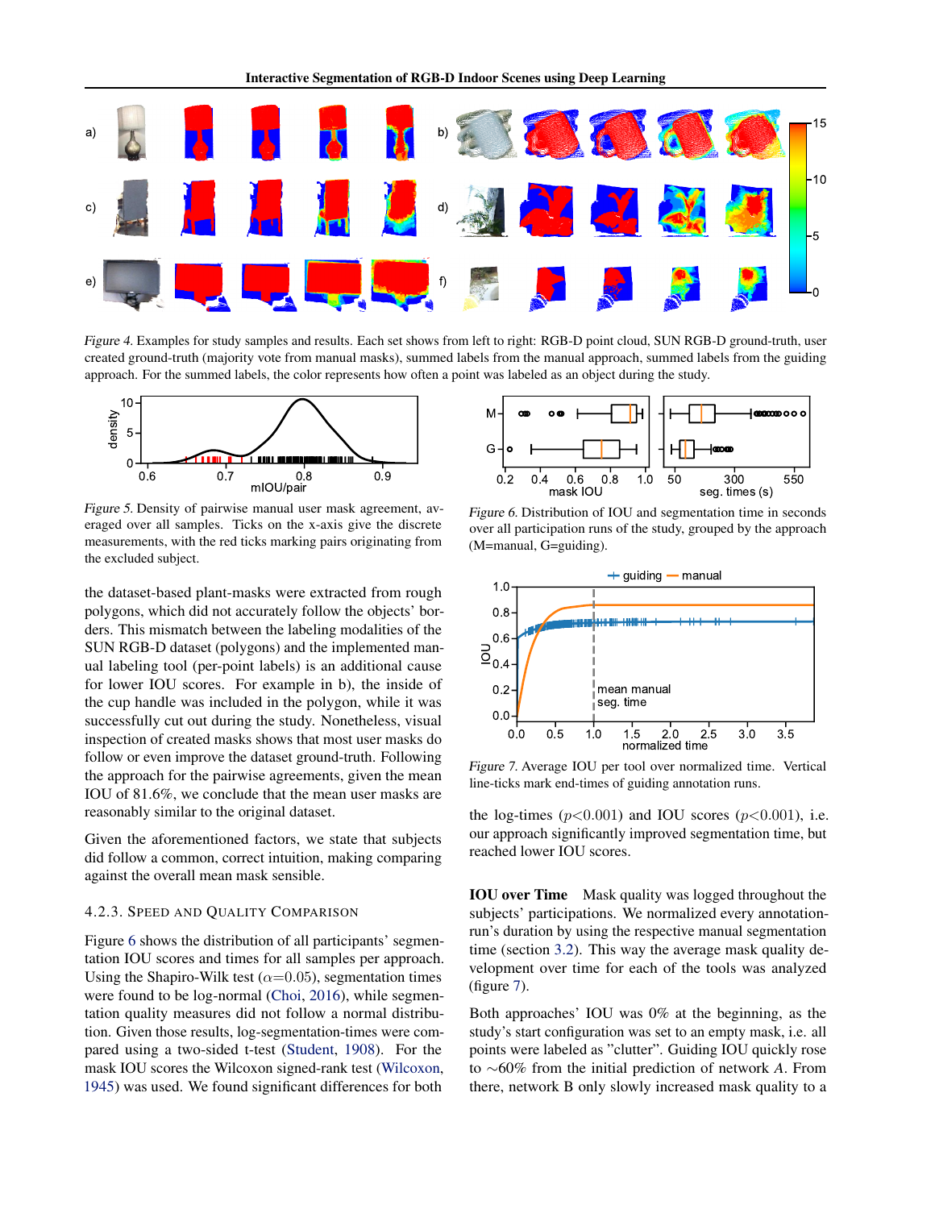*Figure 4.* Examples for study samples and results. Each set shows from left to right: RGB-D point cloud, SUN RGB-D ground-truth, user created ground-truth (majority vote from manual masks), summed labels from the manual approach, summed labels from the guiding approach. For the summed labels, the color represents how often a point was labeled as an object during the study.

*Figure 5.* Density of pairwise manual user mask agreement, averaged over all samples. Ticks on the x-axis give the discrete measurements, with the red ticks marking pairs originating from the excluded subject.

the dataset-based plant-masks were extracted from rough polygons, which did not accurately follow the objects' borders. This mismatch between the labeling modalities of the SUN RGB-D dataset (polygons) and the implemented manual labeling tool (per-point labels) is an additional cause for lower IOU scores. For example in b), the cup handle was included in the polygon, while it was successfully cut out during the study. Nonetheless, visual inspection of created masks shows that most user masks do follow or even improve the dataset ground-truth. Following the approach for the pairwise agreements, given the mean IOU of 81.6%, we conclude that the mean user masks are reasonably similar to the original dataset.

Given the aforementioned factors, we state that subjects did follow a common, correct intuition, making comparing against the overall mean mask sensible.

#### 4.2.3. Speed and Quality Comparison

Figure 6 shows the distribution of all participants' segmentation IOU scores and times for all samples per approach. Using the Shapiro-Wilk test ($\alpha$=0.05), segmentation times were found to be log-normal (Choi, 2016), while segmentation quality measures did not follow a normal distribution. Given those results, log-segmentation-times were compared using a two-sided t-test (Student, 1908). For the mask IOU scores the Wilcoxon signed-rank test (Wilcoxon, 1945) was used. We found significant differences for both the log-times ($p$<0.001) and IOU scores ($p$<0.001), i.e. our approach significantly improved segmentation time, but reached lower IOU scores.

*Figure 6.* Distribution of IOU and segmentation time in seconds over all participation runs of the study, grouped by the approach (M=manual, G=guiding).

*Figure 7.* Average IOU per tool over normalized time. Vertical line-ticks mark end-times of guiding annotation runs.

**IOU over Time** Mask quality was logged throughout the subjects' participations. We normalized every annotation-run's duration by using the respective manual segmentation time (section 3.2). This way the average mask quality development over time for each of the tools was analyzed (figure 7).

Both approaches' IOU was 0% at the beginning, as the study's start configuration was set to an empty mask, i.e. all points were labeled as "clutter". Guiding IOU quickly rose to ~60% from the initial prediction of network *A*. From there, network B only slowly increased mask quality to a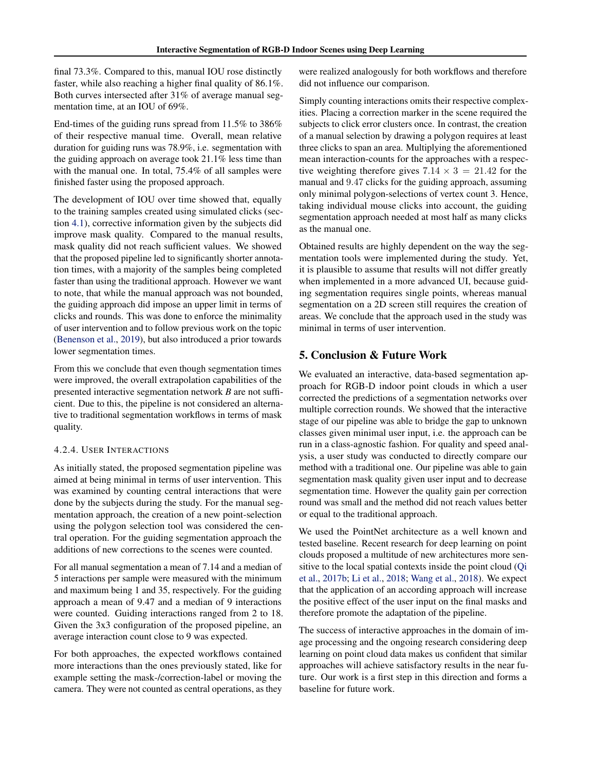final 73.3%. Compared to this, manual IOU rose distinctly faster, while also reaching a higher final quality of 86.1%. Both curves intersected after 31% of average manual segmentation time, at an IOU of 69%.

End-times of the guiding runs spread from 11.5% to 386% of their respective manual time. Overall, mean relative duration for guiding runs was 78.9%, i.e. segmentation with the guiding approach on average took 21.1% less time than with the manual one. In total, 75.4% of all samples were finished faster using the proposed approach.

The development of IOU over time showed that, equally to the training samples created using simulated clicks (section 4.1), corrective information given by the subjects did improve mask quality. Compared to the manual results, mask quality did not reach sufficient values. We showed that the proposed pipeline led to significantly shorter annotation times, with a majority of the samples being completed faster than using the traditional approach. However we want to note, that while the manual approach was not bounded, the guiding approach did impose an upper limit in terms of clicks and rounds. This was done to enforce the minimality of user intervention and to follow previous work on the topic (Benenson et al., 2019), but also introduced a prior towards lower segmentation times.

From this we conclude that even though segmentation times were improved, the overall extrapolation capabilities of the presented interactive segmentation network *B* are not sufficient. Due to this, the pipeline is not considered an alternative to traditional segmentation workflows in terms of mask quality.

#### 4.2.4. User Interactions

As initially stated, the proposed segmentation pipeline was aimed at being minimal in terms of user intervention. This was examined by counting central interactions that were done by the subjects during the study. For the manual segmentation approach, the creation of a new point-selection using the polygon selection tool was considered the central operation. For the guiding segmentation approach the additions of new corrections to the scenes were counted.

For all manual segmentation a mean of 7.14 and a median of 5 interactions per sample were measured with the minimum and maximum being 1 and 35, respectively. For the guiding approach a mean of 9.47 and a median of 9 interactions were counted. Guiding interactions ranged from 2 to 18. Given the 3x3 configuration of the proposed pipeline, an average interaction count close to 9 was expected.

For both approaches, the expected workflows contained more interactions than the ones previously stated, like for example setting the mask-/correction-label or moving the camera. They were not counted as central operations, as they were realized analogously for both workflows and therefore did not influence our comparison.

Simply counting interactions omits their respective complexities. Placing a correction marker in the scene required the subjects to click error clusters once. In contrast, the creation of a manual selection by drawing a polygon requires at least three clicks to span an area. Multiplying the aforementioned mean interaction-counts for the approaches with a respective weighting therefore gives $7.14 \times 3 = 21.42$ for the manual and $9.47$ clicks for the guiding approach, assuming only minimal polygon-selections of vertex count 3. Hence, taking individual mouse clicks into account, the guiding segmentation approach needed at most half as many clicks as the manual one.

Obtained results are highly dependent on the way the segmentation tools were implemented during the study. Yet, it is plausible to assume that results will not differ greatly when implemented in a more advanced UI, because guiding segmentation requires single points, whereas manual segmentation on a 2D screen still requires the creation of areas. We conclude that the approach used in the study was minimal in terms of user intervention.

## 5. Conclusion & Future Work

We evaluated an interactive, data-based segmentation approach for RGB-D indoor point clouds in which a user corrected the predictions of a segmentation networks over multiple correction rounds. We showed that the interactive stage of our pipeline was able to bridge the gap to unknown classes given minimal user input, i.e. the approach can be run in a class-agnostic fashion. For quality and speed analysis, a user study was conducted to directly compare our method with a traditional one. Our pipeline was able to gain segmentation mask quality given user input and to decrease segmentation time. However the quality gain per correction round was small and the method did not reach values better or equal to the traditional approach.

We used the PointNet architecture as a well known and tested baseline. Recent research for deep learning on point clouds proposed a multitude of new architectures more sensitive to the local spatial contexts inside the point cloud (Qi et al., 2017b; Li et al., 2018; Wang et al., 2018). We expect that the application of an according approach will increase the positive effect of the user input on the final masks and therefore promote the adaptation of the pipeline.

The success of interactive approaches in the domain of image processing and the ongoing research considering deep learning on point cloud data makes us confident that similar approaches will achieve satisfactory results in the near future. Our work is a first step in this direction and forms a baseline for future work.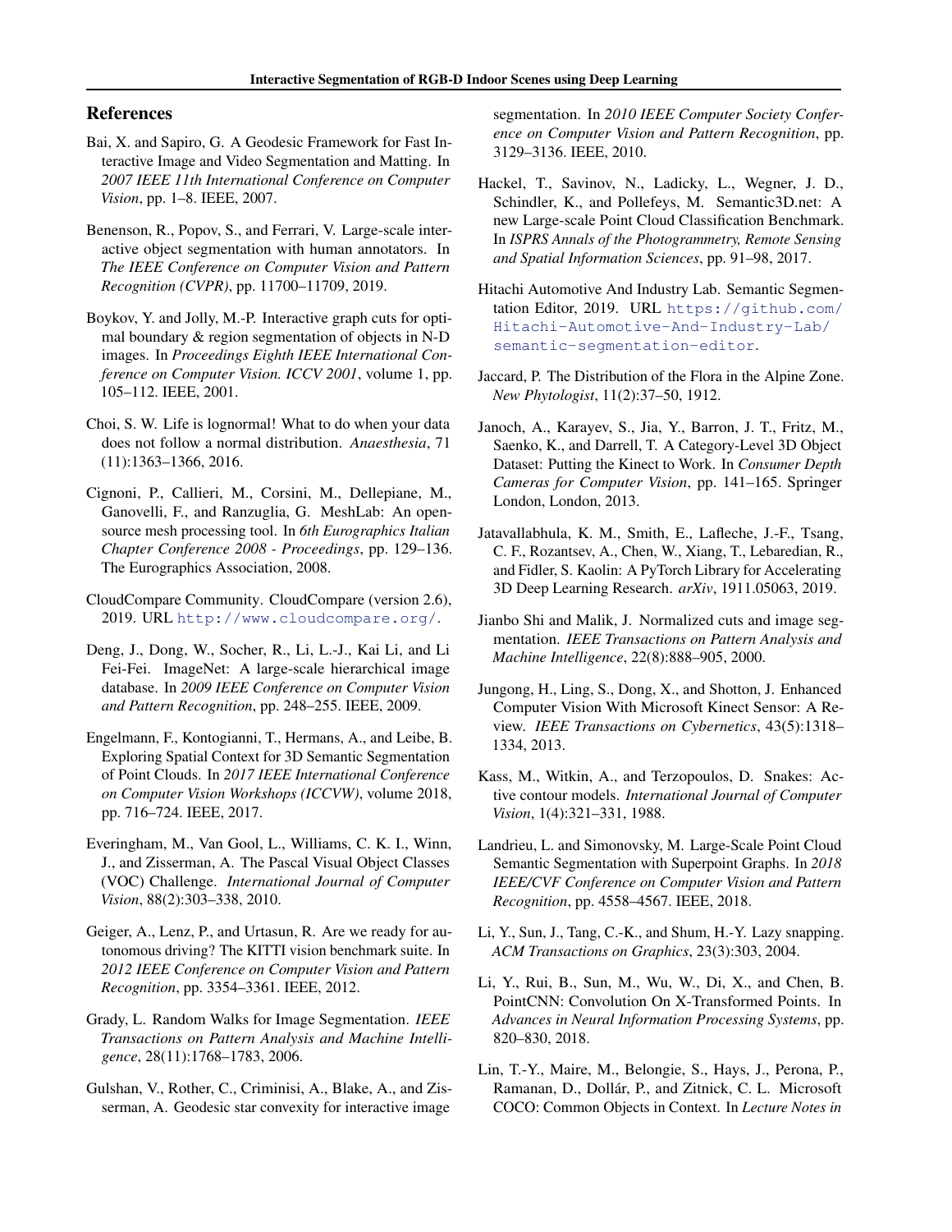## References

Bai, X. and Sapiro, G. A Geodesic Framework for Fast Interactive Image and Video Segmentation and Matting. In *2007 IEEE 11th International Conference on Computer Vision*, pp. 1–8. IEEE, 2007.

Benenson, R., Popov, S., and Ferrari, V. Large-scale interactive object segmentation with human annotators. In *The IEEE Conference on Computer Vision and Pattern Recognition (CVPR)*, pp. 11700–11709, 2019.

Boykov, Y. and Jolly, M.-P. Interactive graph cuts for optimal boundary & region segmentation of objects in N-D images. In *Proceedings Eighth IEEE International Conference on Computer Vision. ICCV 2001*, volume 1, pp. 105–112. IEEE, 2001.

Choi, S. W. Life is lognormal! What to do when your data does not follow a normal distribution. *Anaesthesia*, 71 (11):1363–1366, 2016.

Cignoni, P., Callieri, M., Corsini, M., Dellepiane, M., Ganovelli, F., and Ranzuglia, G. MeshLab: An open-source mesh processing tool. In *6th Eurographics Italian Chapter Conference 2008 - Proceedings*, pp. 129–136. The Eurographics Association, 2008.

CloudCompare Community. CloudCompare (version 2.6), 2019. URL http://www.cloudcompare.org/.

Deng, J., Dong, W., Socher, R., Li, L.-J., Kai Li, and Li Fei-Fei. ImageNet: A large-scale hierarchical image database. In *2009 IEEE Conference on Computer Vision and Pattern Recognition*, pp. 248–255. IEEE, 2009.

Engelmann, F., Kontogianni, T., Hermans, A., and Leibe, B. Exploring Spatial Context for 3D Semantic Segmentation of Point Clouds. In *2017 IEEE International Conference on Computer Vision Workshops (ICCVW)*, volume 2018, pp. 716–724. IEEE, 2017.

Everingham, M., Van Gool, L., Williams, C. K. I., Winn, J., and Zisserman, A. The Pascal Visual Object Classes (VOC) Challenge. *International Journal of Computer Vision*, 88(2):303–338, 2010.

Geiger, A., Lenz, P., and Urtasun, R. Are we ready for autonomous driving? The KITTI vision benchmark suite. In *2012 IEEE Conference on Computer Vision and Pattern Recognition*, pp. 3354–3361. IEEE, 2012.

Grady, L. Random Walks for Image Segmentation. *IEEE Transactions on Pattern Analysis and Machine Intelligence*, 28(11):1768–1783, 2006.

Gulshan, V., Rother, C., Criminisi, A., Blake, A., and Zisserman, A. Geodesic star convexity for interactive image segmentation. In *2010 IEEE Computer Society Conference on Computer Vision and Pattern Recognition*, pp. 3129–3136. IEEE, 2010.

Hackel, T., Savinov, N., Ladicky, L., Wegner, J. D., Schindler, K., and Pollefeys, M. Semantic3D.net: A new Large-scale Point Cloud Classification Benchmark. In *ISPRS Annals of the Photogrammetry, Remote Sensing and Spatial Information Sciences*, pp. 91–98, 2017.

Hitachi Automotive And Industry Lab. Semantic Segmentation Editor, 2019. URL https://github.com/Hitachi-Automotive-And-Industry-Lab/semantic-segmentation-editor.

Jaccard, P. The Distribution of the Flora in the Alpine Zone. *New Phytologist*, 11(2):37–50, 1912.

Janoch, A., Karayev, S., Jia, Y., Barron, J. T., Fritz, M., Saenko, K., and Darrell, T. A Category-Level 3D Object Dataset: Putting the Kinect to Work. In *Consumer Depth Cameras for Computer Vision*, pp. 141–165. Springer London, London, 2013.

Jatavallabhula, K. M., Smith, E., Lafleche, J.-F., Tsang, C. F., Rozantsev, A., Chen, W., Xiang, T., Lebaredian, R., and Fidler, S. Kaolin: A PyTorch Library for Accelerating 3D Deep Learning Research. *arXiv*, 1911.05063, 2019.

Jianbo Shi and Malik, J. Normalized cuts and image segmentation. *IEEE Transactions on Pattern Analysis and Machine Intelligence*, 22(8):888–905, 2000.

Jungong, H., Ling, S., Dong, X., and Shotton, J. Enhanced Computer Vision With Microsoft Kinect Sensor: A Review. *IEEE Transactions on Cybernetics*, 43(5):1318–1334, 2013.

Kass, M., Witkin, A., and Terzopoulos, D. Snakes: Active contour models. *International Journal of Computer Vision*, 1(4):321–331, 1988.

Landrieu, L. and Simonovsky, M. Large-Scale Point Cloud Semantic Segmentation with Superpoint Graphs. In *2018 IEEE/CVF Conference on Computer Vision and Pattern Recognition*, pp. 4558–4567. IEEE, 2018.

Li, Y., Sun, J., Tang, C.-K., and Shum, H.-Y. Lazy snapping. *ACM Transactions on Graphics*, 23(3):303, 2004.

Li, Y., Rui, B., Sun, M., Wu, W., Di, X., and Chen, B. PointCNN: Convolution On X-Transformed Points. In *Advances in Neural Information Processing Systems*, pp. 820–830, 2018.

Lin, T.-Y., Maire, M., Belongie, S., Hays, J., Perona, P., Ramanan, D., Dollár, P., and Zitnick, C. L. Microsoft COCO: Common Objects in Context. In *Lecture Notes in*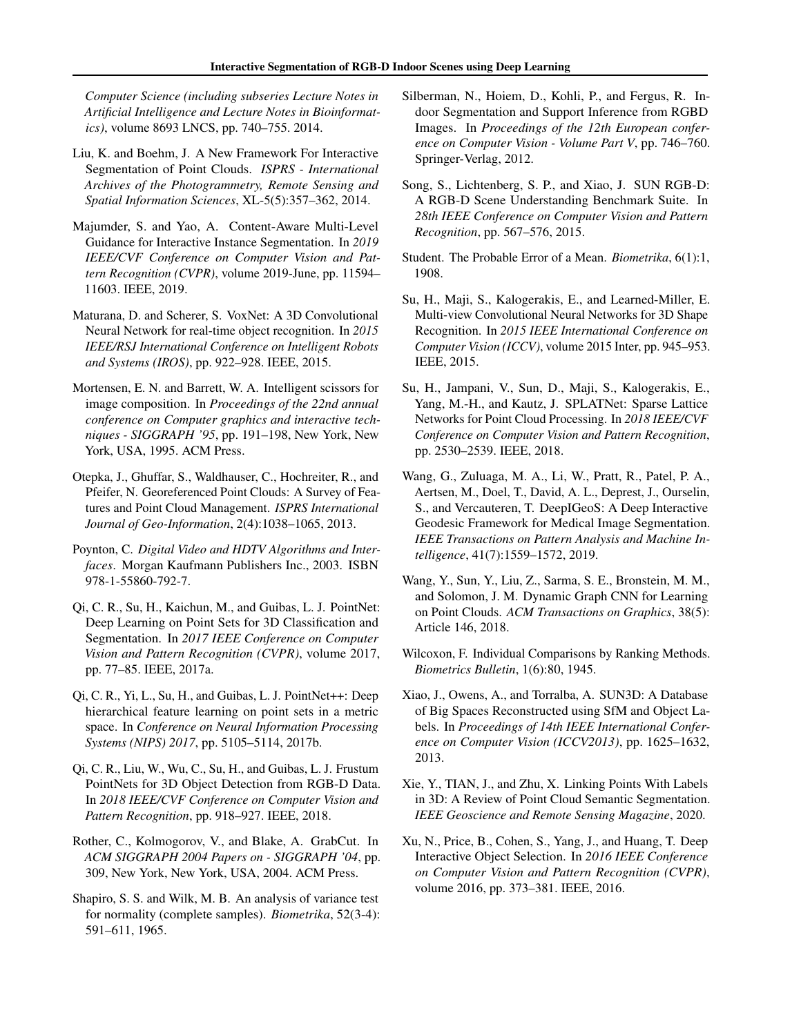*Computer Science (including subseries Lecture Notes in Artificial Intelligence and Lecture Notes in Bioinformatics)*, volume 8693 LNCS, pp. 740–755. 2014.

Liu, K. and Boehm, J. A New Framework For Interactive Segmentation of Point Clouds. *ISPRS - International Archives of the Photogrammetry, Remote Sensing and Spatial Information Sciences*, XL-5(5):357–362, 2014.

Majumder, S. and Yao, A. Content-Aware Multi-Level Guidance for Interactive Instance Segmentation. In *2019 IEEE/CVF Conference on Computer Vision and Pattern Recognition (CVPR)*, volume 2019-June, pp. 11594–11603. IEEE, 2019.

Maturana, D. and Scherer, S. VoxNet: A 3D Convolutional Neural Network for real-time object recognition. In *2015 IEEE/RSJ International Conference on Intelligent Robots and Systems (IROS)*, pp. 922–928. IEEE, 2015.

Mortensen, E. N. and Barrett, W. A. Intelligent scissors for image composition. In *Proceedings of the 22nd annual conference on Computer graphics and interactive techniques - SIGGRAPH '95*, pp. 191–198, New York, New York, USA, 1995. ACM Press.

Otepka, J., Ghuffar, S., Waldhauser, C., Hochreiter, R., and Pfeifer, N. Georeferenced Point Clouds: A Survey of Features and Point Cloud Management. *ISPRS International Journal of Geo-Information*, 2(4):1038–1065, 2013.

Poynton, C. *Digital Video and HDTV Algorithms and Interfaces*. Morgan Kaufmann Publishers Inc., 2003. ISBN 978-1-55860-792-7.

Qi, C. R., Su, H., Kaichun, M., and Guibas, L. J. PointNet: Deep Learning on Point Sets for 3D Classification and Segmentation. In *2017 IEEE Conference on Computer Vision and Pattern Recognition (CVPR)*, volume 2017, pp. 77–85. IEEE, 2017a.

Qi, C. R., Yi, L., Su, H., and Guibas, L. J. PointNet++: Deep hierarchical feature learning on point sets in a metric space. In *Conference on Neural Information Processing Systems (NIPS) 2017*, pp. 5105–5114, 2017b.

Qi, C. R., Liu, W., Wu, C., Su, H., and Guibas, L. J. Frustum PointNets for 3D Object Detection from RGB-D Data. In *2018 IEEE/CVF Conference on Computer Vision and Pattern Recognition*, pp. 918–927. IEEE, 2018.

Rother, C., Kolmogorov, V., and Blake, A. GrabCut. In *ACM SIGGRAPH 2004 Papers on - SIGGRAPH '04*, pp. 309, New York, New York, USA, 2004. ACM Press.

Shapiro, S. S. and Wilk, M. B. An analysis of variance test for normality (complete samples). *Biometrika*, 52(3-4): 591–611, 1965.

Silberman, N., Hoiem, D., Kohli, P., and Fergus, R. Indoor Segmentation and Support Inference from RGBD Images. In *Proceedings of the 12th European conference on Computer Vision - Volume Part V*, pp. 746–760. Springer-Verlag, 2012.

Song, S., Lichtenberg, S. P., and Xiao, J. SUN RGB-D: A RGB-D Scene Understanding Benchmark Suite. In *28th IEEE Conference on Computer Vision and Pattern Recognition*, pp. 567–576, 2015.

Student. The Probable Error of a Mean. *Biometrika*, 6(1):1, 1908.

Su, H., Maji, S., Kalogerakis, E., and Learned-Miller, E. Multi-view Convolutional Neural Networks for 3D Shape Recognition. In *2015 IEEE International Conference on Computer Vision (ICCV)*, volume 2015 Inter, pp. 945–953. IEEE, 2015.

Su, H., Jampani, V., Sun, D., Maji, S., Kalogerakis, E., Yang, M.-H., and Kautz, J. SPLATNet: Sparse Lattice Networks for Point Cloud Processing. In *2018 IEEE/CVF Conference on Computer Vision and Pattern Recognition*, pp. 2530–2539. IEEE, 2018.

Wang, G., Zuluaga, M. A., Li, W., Pratt, R., Patel, P. A., Aertsen, M., Doel, T., David, A. L., Deprest, J., Ourselin, S., and Vercauteren, T. DeepIGeoS: A Deep Interactive Geodesic Framework for Medical Image Segmentation. *IEEE Transactions on Pattern Analysis and Machine Intelligence*, 41(7):1559–1572, 2019.

Wang, Y., Sun, Y., Liu, Z., Sarma, S. E., Bronstein, M. M., and Solomon, J. M. Dynamic Graph CNN for Learning on Point Clouds. *ACM Transactions on Graphics*, 38(5): Article 146, 2018.

Wilcoxon, F. Individual Comparisons by Ranking Methods. *Biometrics Bulletin*, 1(6):80, 1945.

Xiao, J., Owens, A., and Torralba, A. SUN3D: A Database of Big Spaces Reconstructed using SfM and Object Labels. In *Proceedings of 14th IEEE International Conference on Computer Vision (ICCV2013)*, pp. 1625–1632, 2013.

Xie, Y., TIAN, J., and Zhu, X. Linking Points With Labels in 3D: A Review of Point Cloud Semantic Segmentation. *IEEE Geoscience and Remote Sensing Magazine*, 2020.

Xu, N., Price, B., Cohen, S., Yang, J., and Huang, T. Deep Interactive Object Selection. In *2016 IEEE Conference on Computer Vision and Pattern Recognition (CVPR)*, volume 2016, pp. 373–381. IEEE, 2016.